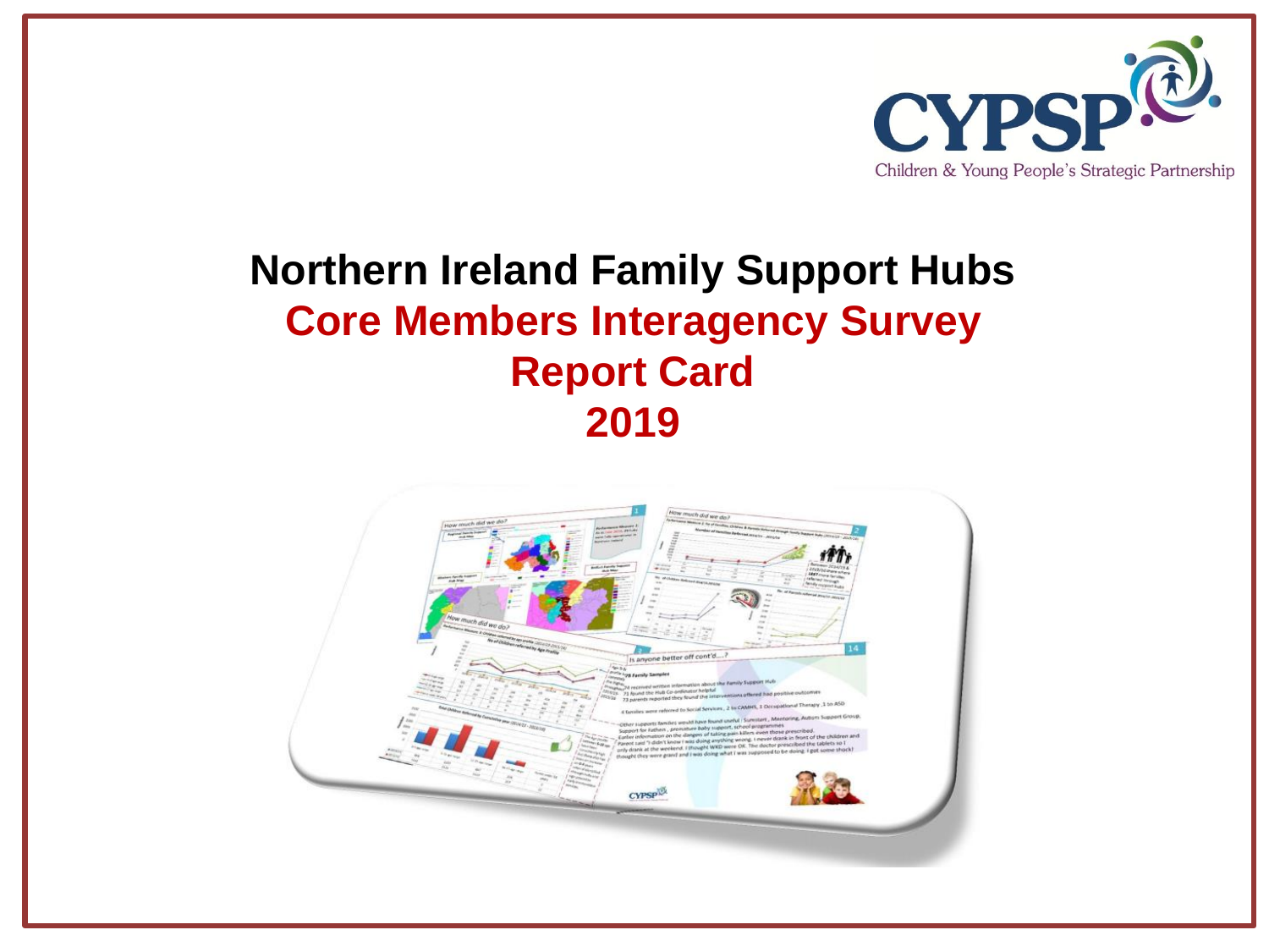CYPSP

Children & Young People's Strategic Partnership

# Northern Ireland Family Support Hubs

## Core Members Interagency Survey

## Report Card

## 2019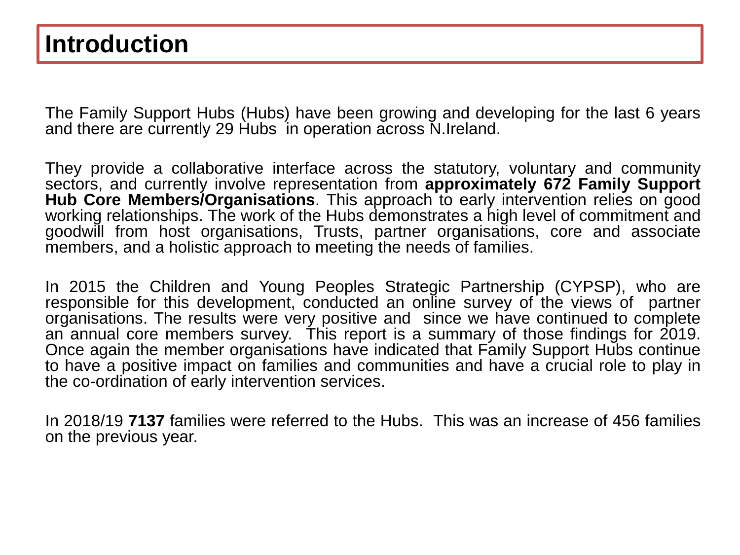# Introduction

The Family Support Hubs (Hubs) have been growing and developing for the last 6 years and there are currently 29 Hubs in operation across N.Ireland.

They provide a collaborative interface across the statutory, voluntary and community sectors, and currently involve representation from **approximately 672 Family Support Hub Core Members/Organisations**. This approach to early intervention relies on good working relationships. The work of the Hubs demonstrates a high level of commitment and goodwill from host organisations, Trusts, partner organisations, core and associate members, and a holistic approach to meeting the needs of families.

In 2015 the Children and Young Peoples Strategic Partnership (CYPSP), who are responsible for this development, conducted an online survey of the views of partner organisations. The results were very positive and since we have continued to complete an annual core members survey. This report is a summary of those findings for 2019. Once again the member organisations have indicated that Family Support Hubs continue to have a positive impact on families and communities and have a crucial role to play in the co-ordination of early intervention services.

In 2018/19 **7137** families were referred to the Hubs. This was an increase of 456 families on the previous year.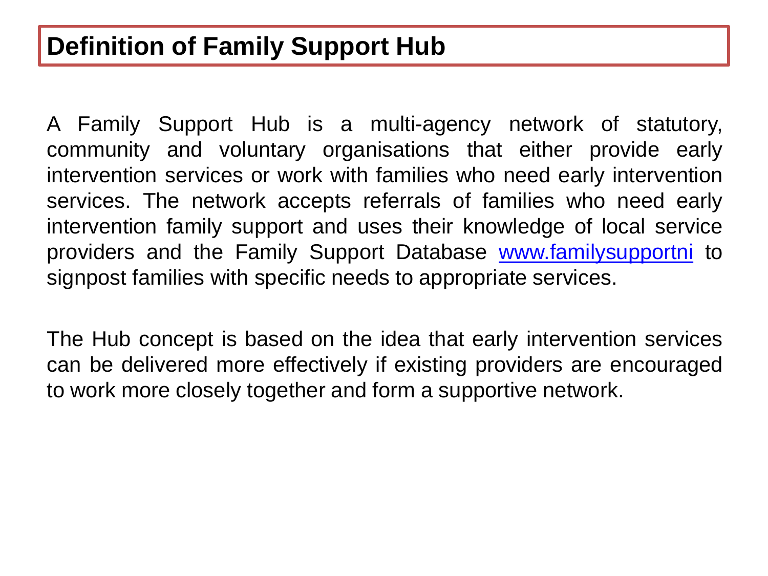# Definition of Family Support Hub

A Family Support Hub is a multi-agency network of statutory, community and voluntary organisations that either provide early intervention services or work with families who need early intervention services. The network accepts referrals of families who need early intervention family support and uses their knowledge of local service providers and the Family Support Database www.familysupportni to signpost families with specific needs to appropriate services.

The Hub concept is based on the idea that early intervention services can be delivered more effectively if existing providers are encouraged to work more closely together and form a supportive network.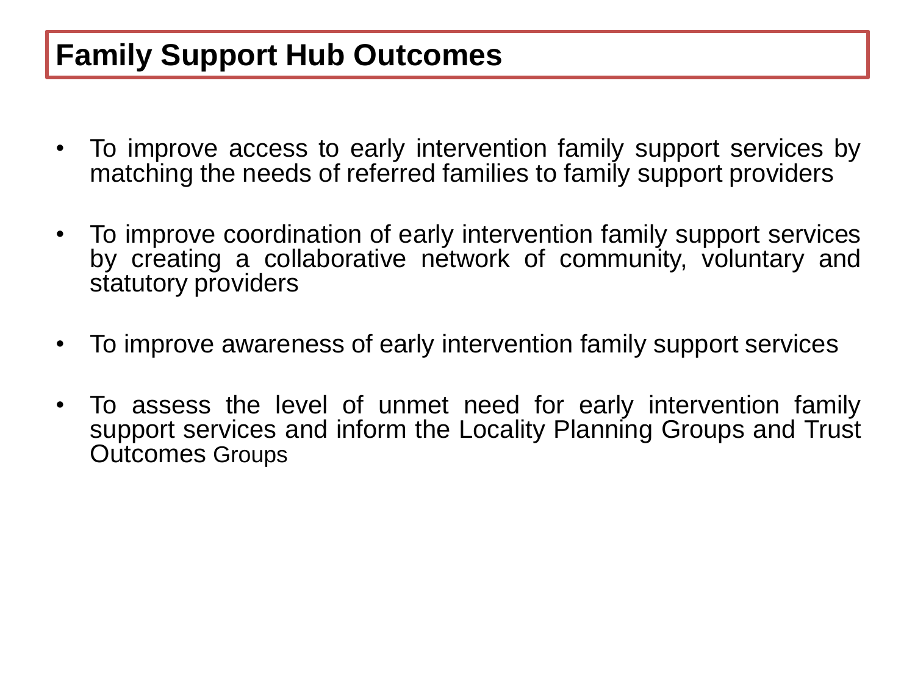# Family Support Hub Outcomes

- To improve access to early intervention family support services by matching the needs of referred families to family support providers

- To improve coordination of early intervention family support services by creating a collaborative network of community, voluntary and statutory providers

- To improve awareness of early intervention family support services

- To assess the level of unmet need for early intervention family support services and inform the Locality Planning Groups and Trust Outcomes Groups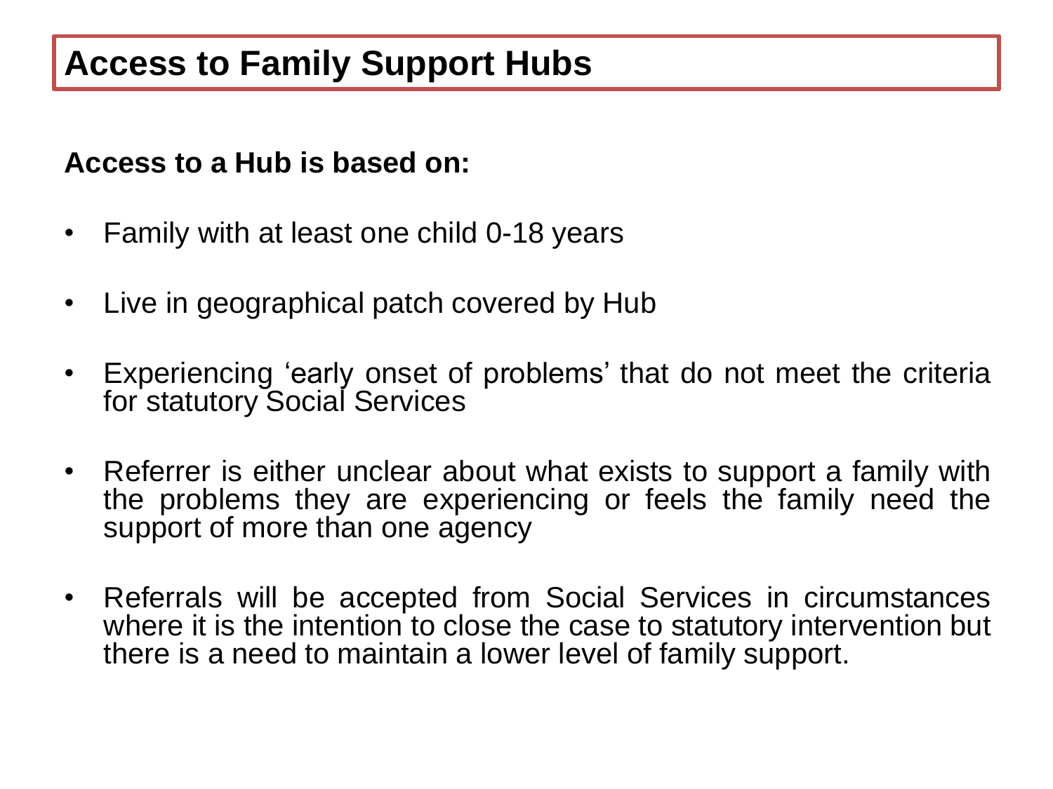# Access to Family Support Hubs

**Access to a Hub is based on:**

- Family with at least one child 0-18 years
- Live in geographical patch covered by Hub
- Experiencing ‘early onset of problems’ that do not meet the criteria for statutory Social Services
- Referrer is either unclear about what exists to support a family with the problems they are experiencing or feels the family need the support of more than one agency
- Referrals will be accepted from Social Services in circumstances where it is the intention to close the case to statutory intervention but there is a need to maintain a lower level of family support.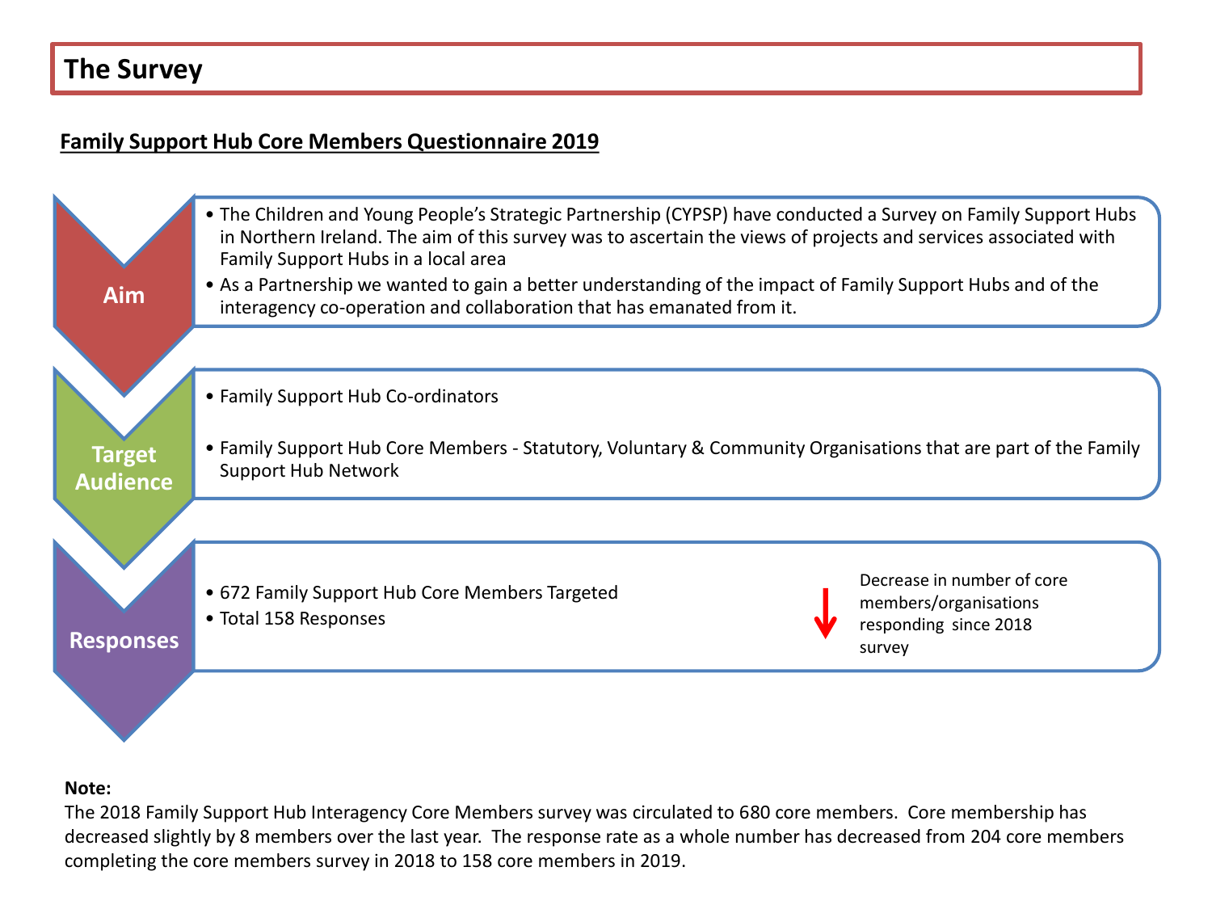# The Survey

## Family Support Hub Core Members Questionnaire 2019

**Aim**

- The Children and Young People's Strategic Partnership (CYPSP) have conducted a Survey on Family Support Hubs in Northern Ireland. The aim of this survey was to ascertain the views of projects and services associated with Family Support Hubs in a local area
- As a Partnership we wanted to gain a better understanding of the impact of Family Support Hubs and of the interagency co-operation and collaboration that has emanated from it.

**Target Audience**

- Family Support Hub Co-ordinators
- Family Support Hub Core Members - Statutory, Voluntary & Community Organisations that are part of the Family Support Hub Network

**Responses**

- 672 Family Support Hub Core Members Targeted
- Total 158 Responses

↓ Decrease in number of core members/organisations responding since 2018 survey

**Note:**
The 2018 Family Support Hub Interagency Core Members survey was circulated to 680 core members. Core membership has decreased slightly by 8 members over the last year. The response rate as a whole number has decreased from 204 core members completing the core members survey in 2018 to 158 core members in 2019.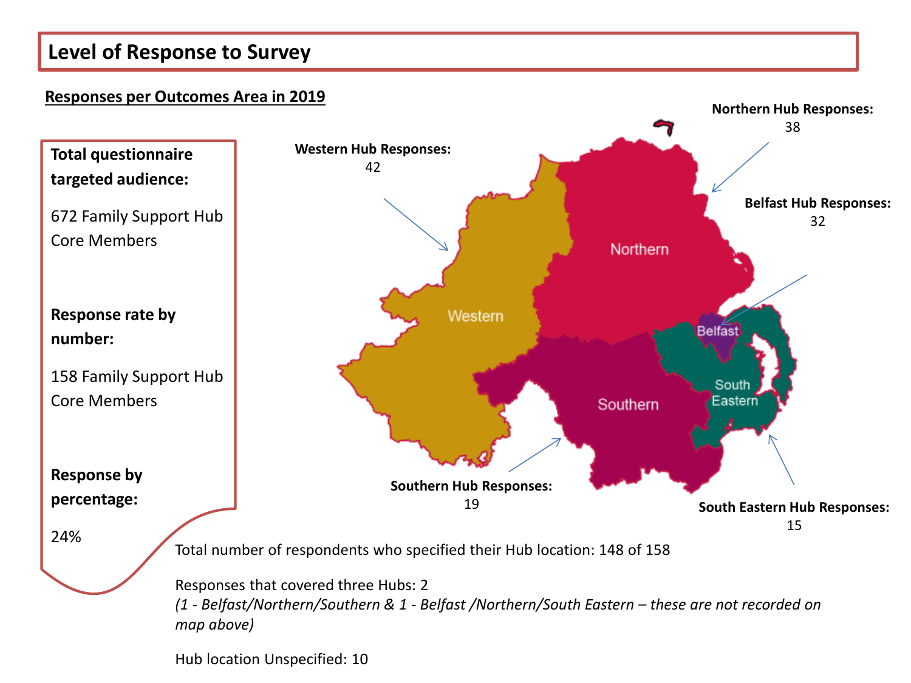# Level of Response to Survey

**Responses per Outcomes Area in 2019**

**Total questionnaire targeted audience:**

672 Family Support Hub Core Members

**Response rate by number:**

158 Family Support Hub Core Members

**Response by percentage:**

24%

**Western Hub Responses:** 42

**Northern Hub Responses:** 38

**Belfast Hub Responses:** 32

**Southern Hub Responses:** 19

**South Eastern Hub Responses:** 15

Northern

Western

Belfast

South Eastern

Southern

Total number of respondents who specified their Hub location: 148 of 158

Responses that covered three Hubs: 2
*(1 - Belfast/Northern/Southern & 1 - Belfast /Northern/South Eastern – these are not recorded on map above)*

Hub location Unspecified: 10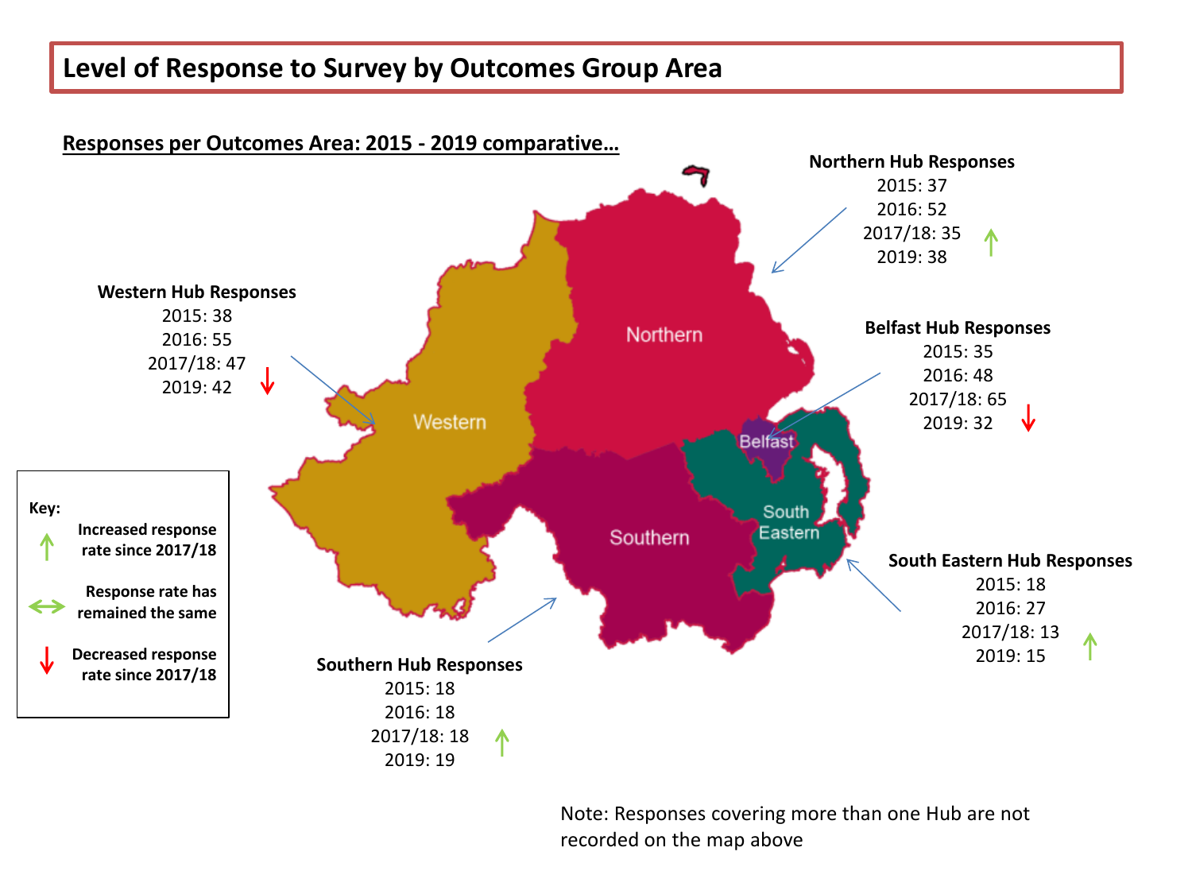# Level of Response to Survey by Outcomes Group Area

**Responses per Outcomes Area: 2015 - 2019 comparative…**

**Northern Hub Responses**
2015: 37
2016: 52
2017/18: 35
2019: 38 ↑

**Western Hub Responses**
2015: 38
2016: 55
2017/18: 47
2019: 42 ↓

**Belfast Hub Responses**
2015: 35
2016: 48
2017/18: 65
2019: 32 ↓

**South Eastern Hub Responses**
2015: 18
2016: 27
2017/18: 13
2019: 15 ↑

**Southern Hub Responses**
2015: 18
2016: 18
2017/18: 18
2019: 19 ↑

**Key:**

- ↑ Increased response rate since 2017/18
- ↔ Response rate has remained the same
- ↓ Decreased response rate since 2017/18

Note: Responses covering more than one Hub are not recorded on the map above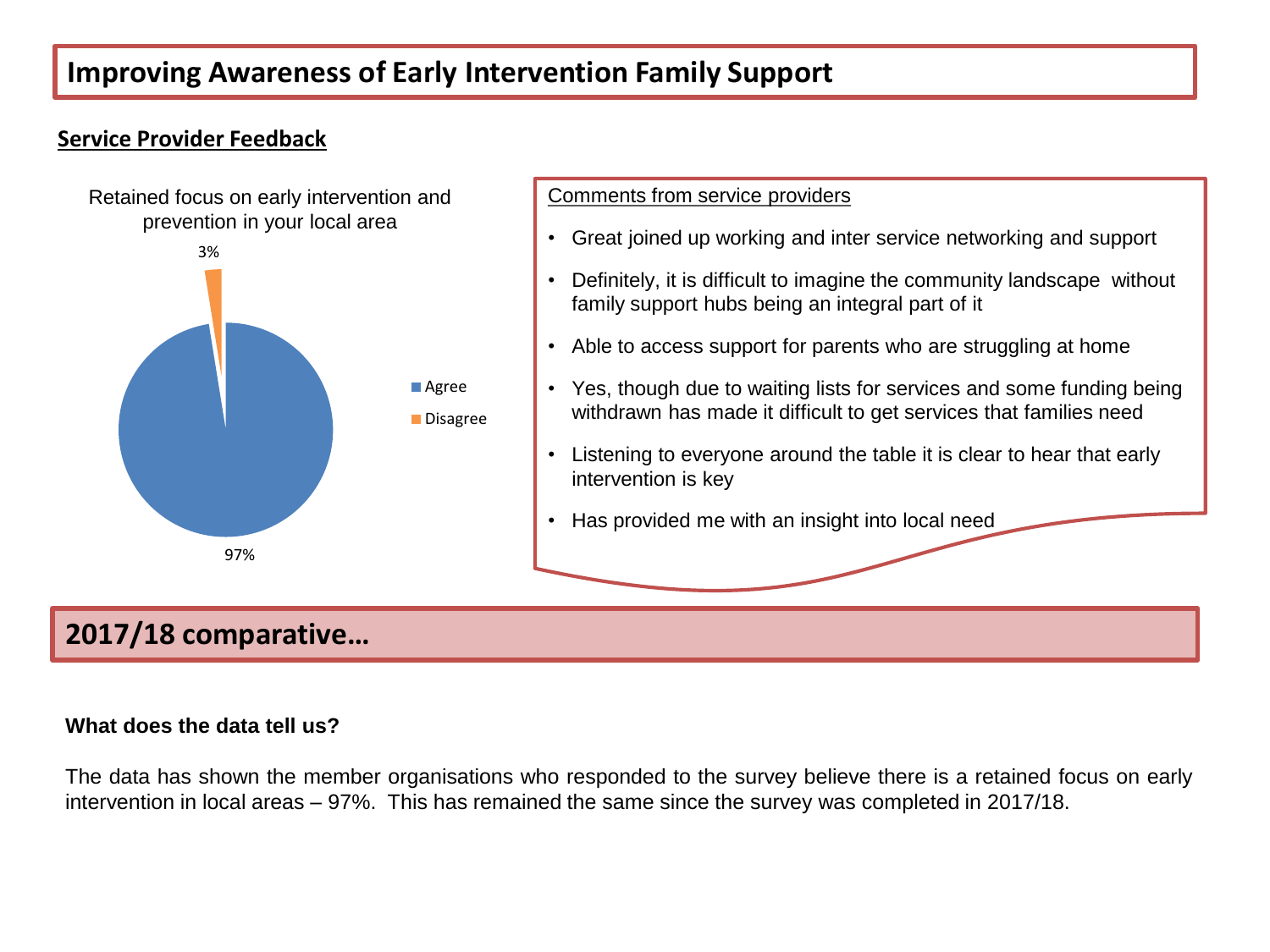# Improving Awareness of Early Intervention Family Support

## Service Provider Feedback

Retained focus on early intervention and prevention in your local area

| Response | % |
|---|---|
| Agree | 97% |
| Disagree | 3% |

Comments from service providers

- Great joined up working and inter service networking and support
- Definitely, it is difficult to imagine the community landscape without family support hubs being an integral part of it
- Able to access support for parents who are struggling at home
- Yes, though due to waiting lists for services and some funding being withdrawn has made it difficult to get services that families need
- Listening to everyone around the table it is clear to hear that early intervention is key
- Has provided me with an insight into local need

## 2017/18 comparative…

**What does the data tell us?**

The data has shown the member organisations who responded to the survey believe there is a retained focus on early intervention in local areas – 97%. This has remained the same since the survey was completed in 2017/18.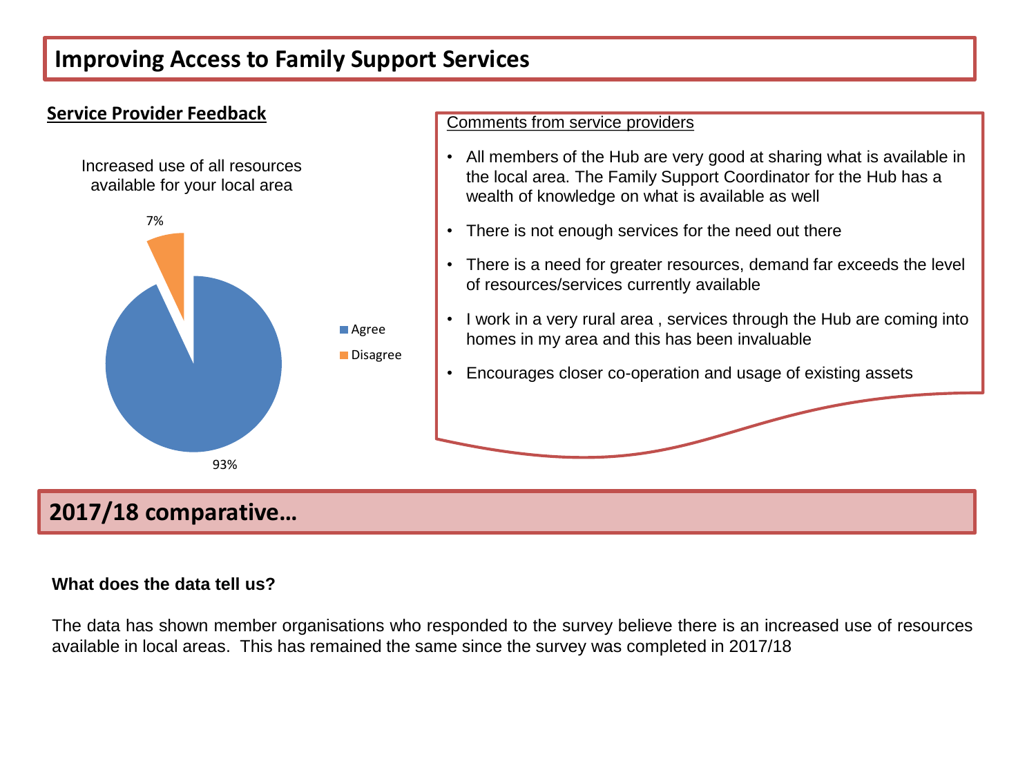# Improving Access to Family Support Services

## Service Provider Feedback

Increased use of all resources available for your local area

- Agree: 93%
- Disagree: 7%

Comments from service providers

- All members of the Hub are very good at sharing what is available in the local area. The Family Support Coordinator for the Hub has a wealth of knowledge on what is available as well
- There is not enough services for the need out there
- There is a need for greater resources, demand far exceeds the level of resources/services currently available
- I work in a very rural area , services through the Hub are coming into homes in my area and this has been invaluable
- Encourages closer co-operation and usage of existing assets

## 2017/18 comparative…

**What does the data tell us?**

The data has shown member organisations who responded to the survey believe there is an increased use of resources available in local areas. This has remained the same since the survey was completed in 2017/18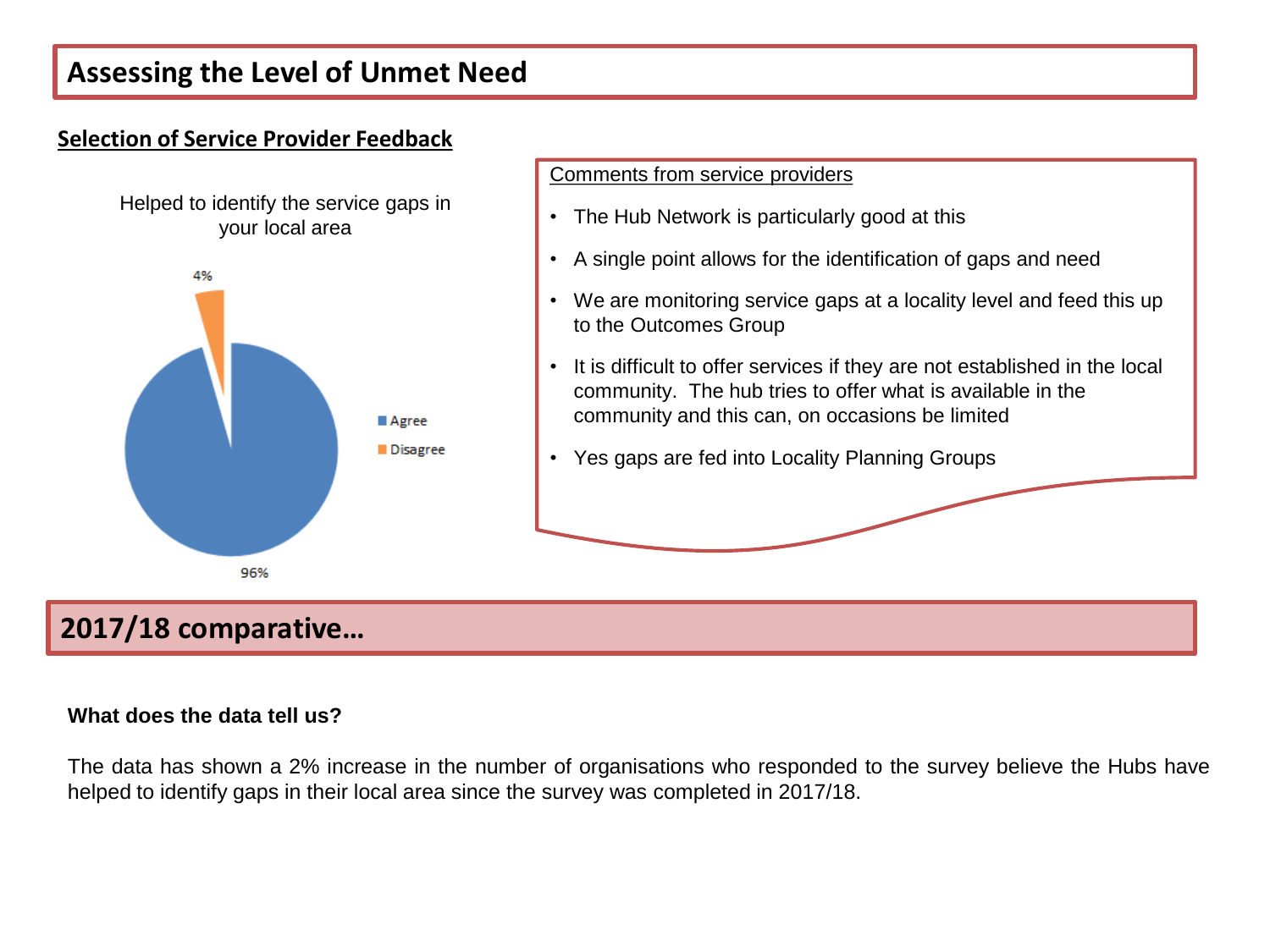# Assessing the Level of Unmet Need

## Selection of Service Provider Feedback

Helped to identify the service gaps in your local area

- Agree: 96%
- Disagree: 4%

Comments from service providers

- The Hub Network is particularly good at this
- A single point allows for the identification of gaps and need
- We are monitoring service gaps at a locality level and feed this up to the Outcomes Group
- It is difficult to offer services if they are not established in the local community. The hub tries to offer what is available in the community and this can, on occasions be limited
- Yes gaps are fed into Locality Planning Groups

## 2017/18 comparative…

**What does the data tell us?**

The data has shown a 2% increase in the number of organisations who responded to the survey believe the Hubs have helped to identify gaps in their local area since the survey was completed in 2017/18.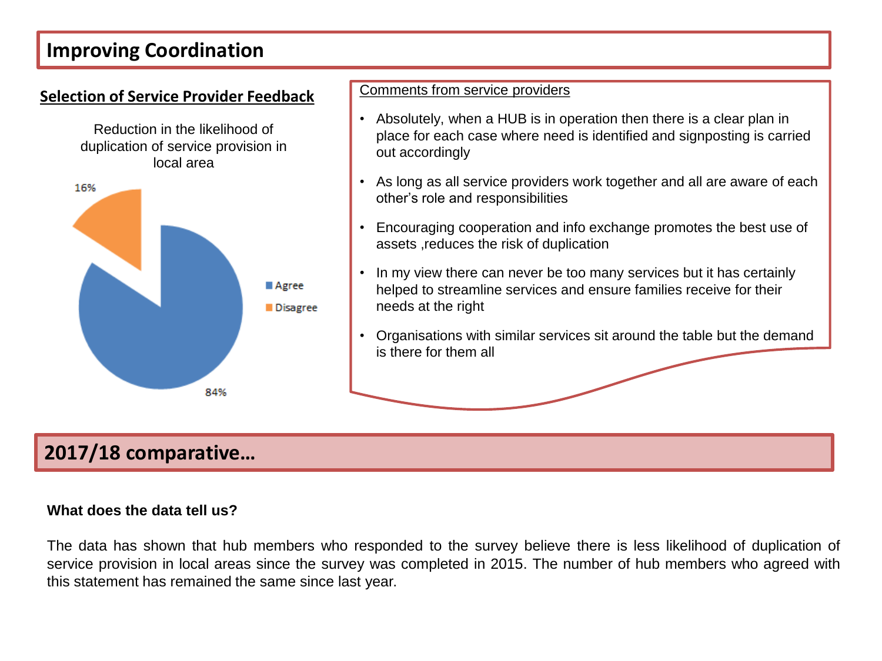# Improving Coordination

## Selection of Service Provider Feedback

Reduction in the likelihood of duplication of service provision in local area

- Agree: 84%
- Disagree: 16%

Comments from service providers

- Absolutely, when a HUB is in operation then there is a clear plan in place for each case where need is identified and signposting is carried out accordingly
- As long as all service providers work together and all are aware of each other's role and responsibilities
- Encouraging cooperation and info exchange promotes the best use of assets ,reduces the risk of duplication
- In my view there can never be too many services but it has certainly helped to streamline services and ensure families receive for their needs at the right
- Organisations with similar services sit around the table but the demand is there for them all

# 2017/18 comparative…

**What does the data tell us?**

The data has shown that hub members who responded to the survey believe there is less likelihood of duplication of service provision in local areas since the survey was completed in 2015. The number of hub members who agreed with this statement has remained the same since last year.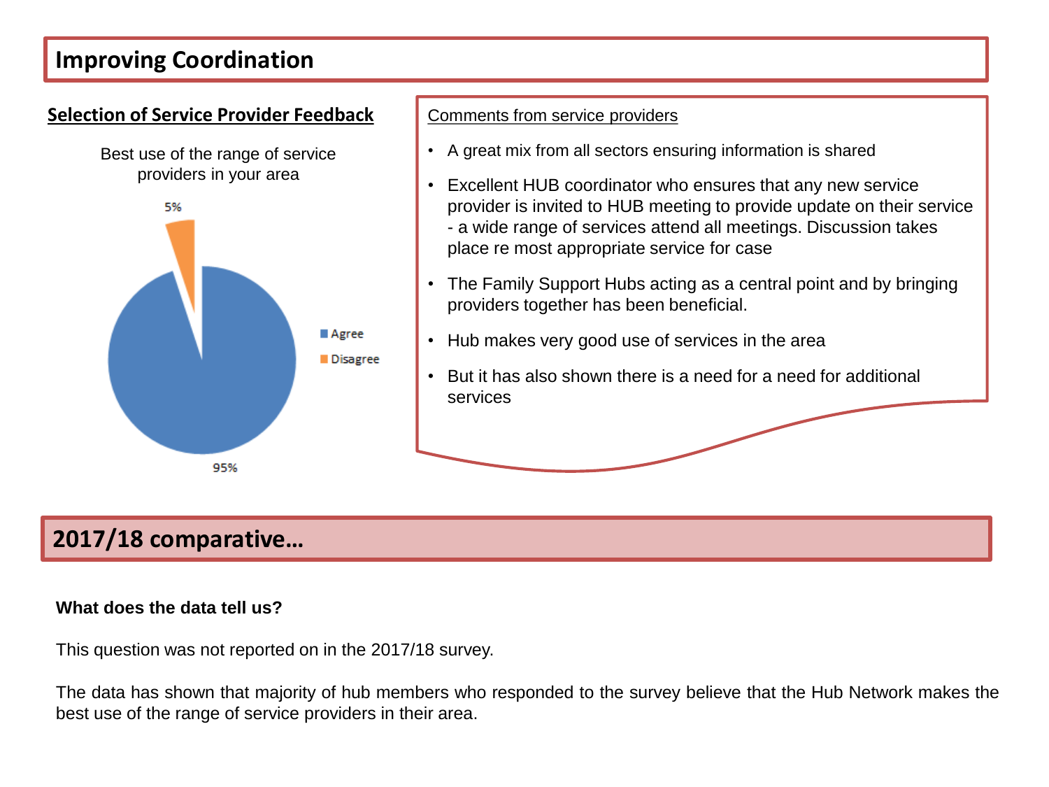# Improving Coordination

## Selection of Service Provider Feedback

Best use of the range of service providers in your area

- Agree: 95%
- Disagree: 5%

Comments from service providers

- A great mix from all sectors ensuring information is shared
- Excellent HUB coordinator who ensures that any new service provider is invited to HUB meeting to provide update on their service - a wide range of services attend all meetings. Discussion takes place re most appropriate service for case
- The Family Support Hubs acting as a central point and by bringing providers together has been beneficial.
- Hub makes very good use of services in the area
- But it has also shown there is a need for a need for additional services

## 2017/18 comparative…

**What does the data tell us?**

This question was not reported on in the 2017/18 survey.

The data has shown that majority of hub members who responded to the survey believe that the Hub Network makes the best use of the range of service providers in their area.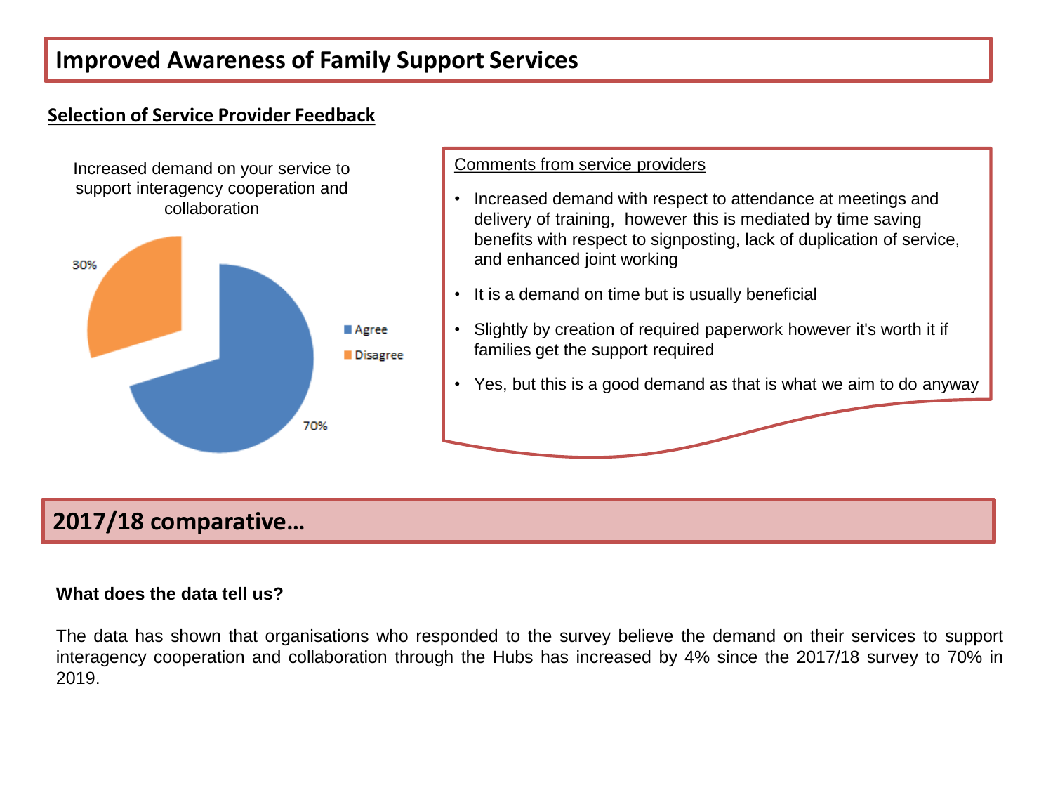# Improved Awareness of Family Support Services

## Selection of Service Provider Feedback

Increased demand on your service to support interagency cooperation and collaboration

| Response | Percentage |
|---|---|
| Agree | 70% |
| Disagree | 30% |

Comments from service providers

- Increased demand with respect to attendance at meetings and delivery of training, however this is mediated by time saving benefits with respect to signposting, lack of duplication of service, and enhanced joint working
- It is a demand on time but is usually beneficial
- Slightly by creation of required paperwork however it's worth it if families get the support required
- Yes, but this is a good demand as that is what we aim to do anyway

## 2017/18 comparative…

**What does the data tell us?**

The data has shown that organisations who responded to the survey believe the demand on their services to support interagency cooperation and collaboration through the Hubs has increased by 4% since the 2017/18 survey to 70% in 2019.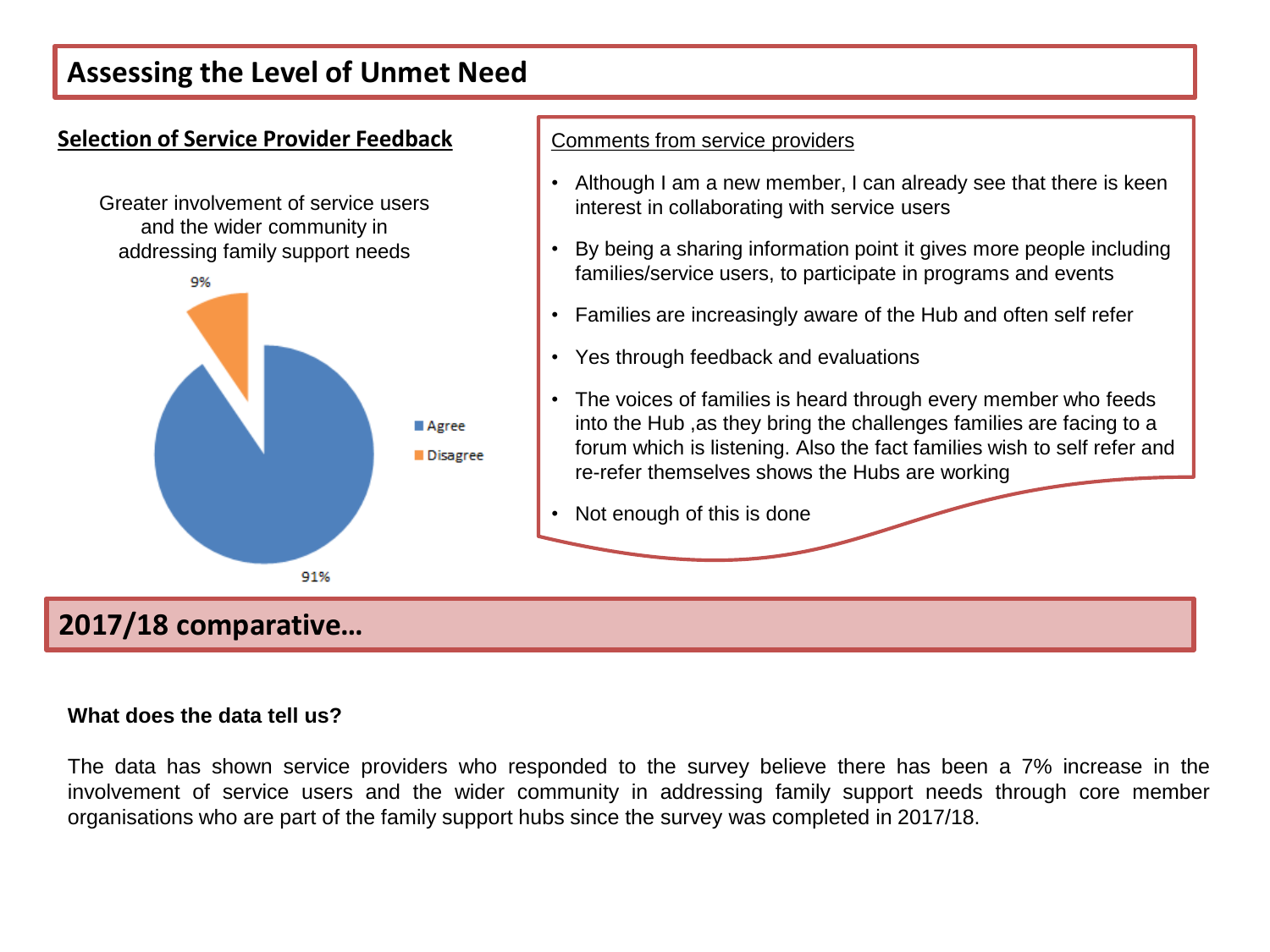# Assessing the Level of Unmet Need

## Selection of Service Provider Feedback

Greater involvement of service users and the wider community in addressing family support needs

9%

Agree

Disagree

91%

Comments from service providers

- Although I am a new member, I can already see that there is keen interest in collaborating with service users
- By being a sharing information point it gives more people including families/service users, to participate in programs and events
- Families are increasingly aware of the Hub and often self refer
- Yes through feedback and evaluations
- The voices of families is heard through every member who feeds into the Hub ,as they bring the challenges families are facing to a forum which is listening. Also the fact families wish to self refer and re-refer themselves shows the Hubs are working
- Not enough of this is done

## 2017/18 comparative…

**What does the data tell us?**

The data has shown service providers who responded to the survey believe there has been a 7% increase in the involvement of service users and the wider community in addressing family support needs through core member organisations who are part of the family support hubs since the survey was completed in 2017/18.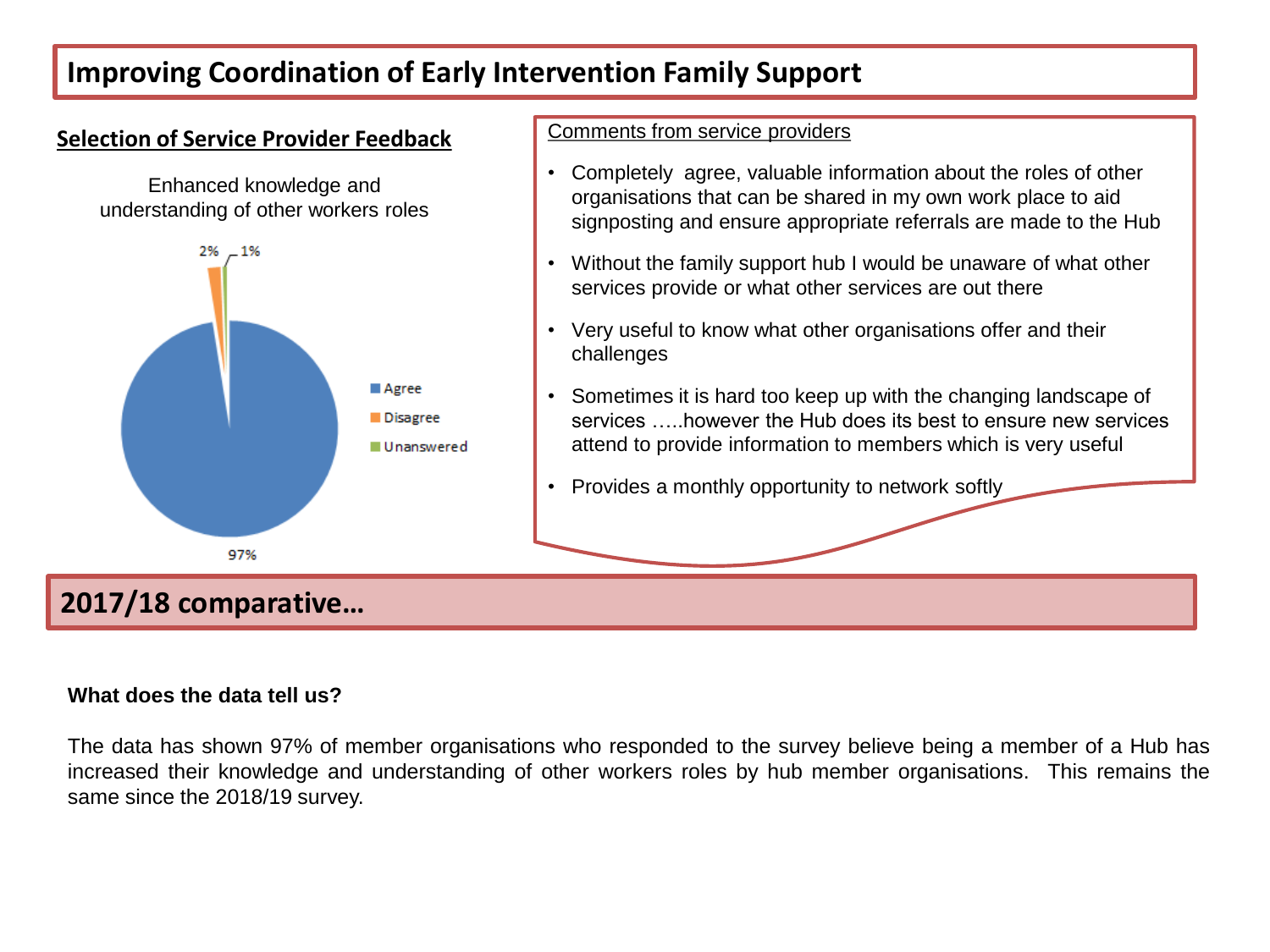# Improving Coordination of Early Intervention Family Support

## Selection of Service Provider Feedback

Enhanced knowledge and understanding of other workers roles

| Response | Percentage |
|---|---|
| Agree | 97% |
| Disagree | 2% |
| Unanswered | 1% |

Comments from service providers

- Completely agree, valuable information about the roles of other organisations that can be shared in my own work place to aid signposting and ensure appropriate referrals are made to the Hub
- Without the family support hub I would be unaware of what other services provide or what other services are out there
- Very useful to know what other organisations offer and their challenges
- Sometimes it is hard too keep up with the changing landscape of services …..however the Hub does its best to ensure new services attend to provide information to members which is very useful
- Provides a monthly opportunity to network softly

## 2017/18 comparative…

**What does the data tell us?**

The data has shown 97% of member organisations who responded to the survey believe being a member of a Hub has increased their knowledge and understanding of other workers roles by hub member organisations. This remains the same since the 2018/19 survey.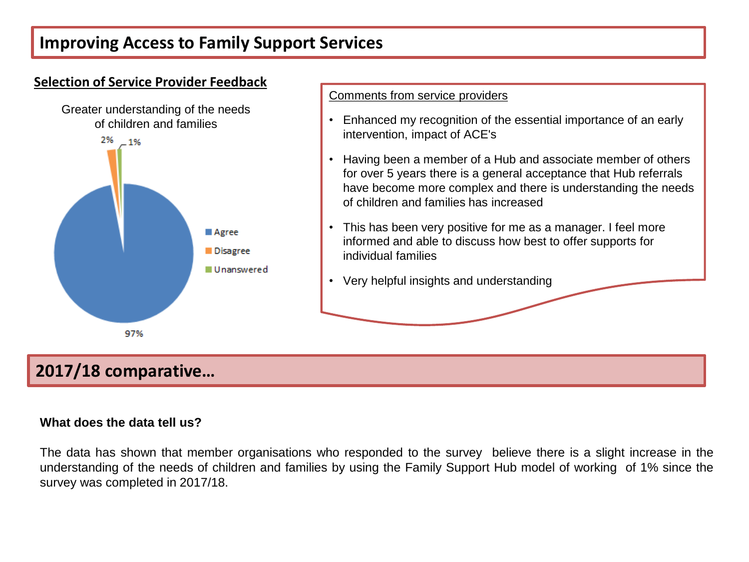# Improving Access to Family Support Services

## Selection of Service Provider Feedback

Greater understanding of the needs of children and families

- Agree: 97%
- Disagree: 2%
- Unanswered: 1%

Comments from service providers

- Enhanced my recognition of the essential importance of an early intervention, impact of ACE's
- Having been a member of a Hub and associate member of others for over 5 years there is a general acceptance that Hub referrals have become more complex and there is understanding the needs of children and families has increased
- This has been very positive for me as a manager. I feel more informed and able to discuss how best to offer supports for individual families
- Very helpful insights and understanding

## 2017/18 comparative…

**What does the data tell us?**

The data has shown that member organisations who responded to the survey believe there is a slight increase in the understanding of the needs of children and families by using the Family Support Hub model of working of 1% since the survey was completed in 2017/18.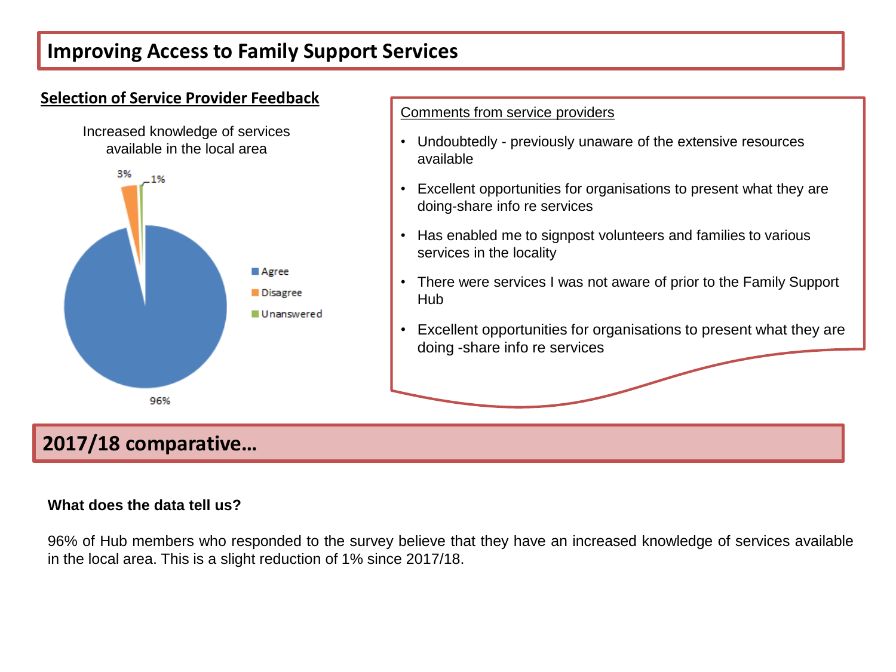# Improving Access to Family Support Services

## Selection of Service Provider Feedback

Increased knowledge of services available in the local area

| Response | Percentage |
| --- | --- |
| Agree | 96% |
| Disagree | 3% |
| Unanswered | 1% |

Comments from service providers

- Undoubtedly - previously unaware of the extensive resources available
- Excellent opportunities for organisations to present what they are doing-share info re services
- Has enabled me to signpost volunteers and families to various services in the locality
- There were services I was not aware of prior to the Family Support Hub
- Excellent opportunities for organisations to present what they are doing -share info re services

## 2017/18 comparative…

**What does the data tell us?**

96% of Hub members who responded to the survey believe that they have an increased knowledge of services available in the local area. This is a slight reduction of 1% since 2017/18.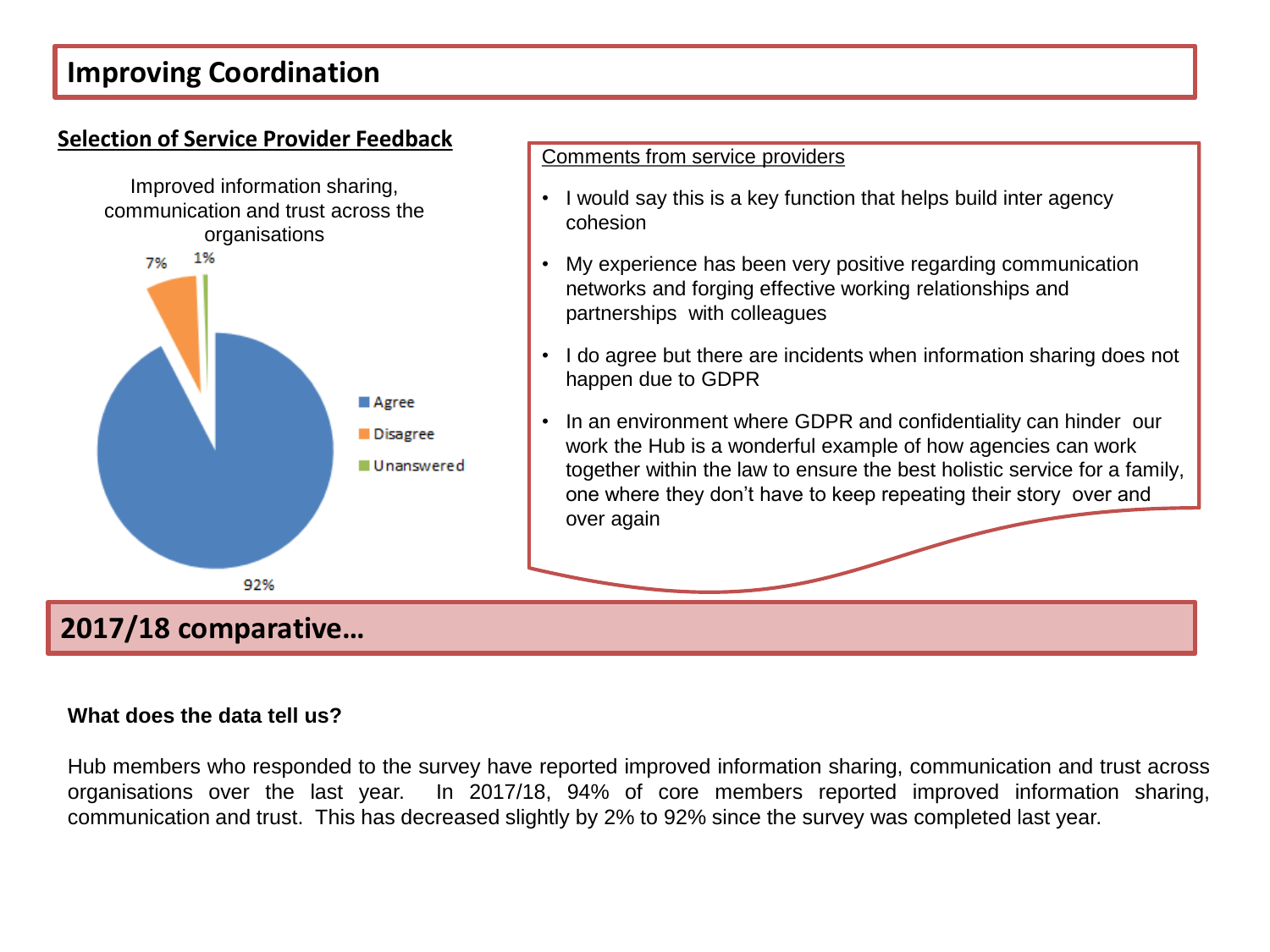# Improving Coordination

## Selection of Service Provider Feedback

Improved information sharing, communication and trust across the organisations

| Response | Percentage |
|---|---|
| Agree | 92% |
| Disagree | 7% |
| Unanswered | 1% |

Comments from service providers

- I would say this is a key function that helps build inter agency cohesion
- My experience has been very positive regarding communication networks and forging effective working relationships and partnerships with colleagues
- I do agree but there are incidents when information sharing does not happen due to GDPR
- In an environment where GDPR and confidentiality can hinder our work the Hub is a wonderful example of how agencies can work together within the law to ensure the best holistic service for a family, one where they don't have to keep repeating their story over and over again

## 2017/18 comparative…

**What does the data tell us?**

Hub members who responded to the survey have reported improved information sharing, communication and trust across organisations over the last year. In 2017/18, 94% of core members reported improved information sharing, communication and trust. This has decreased slightly by 2% to 92% since the survey was completed last year.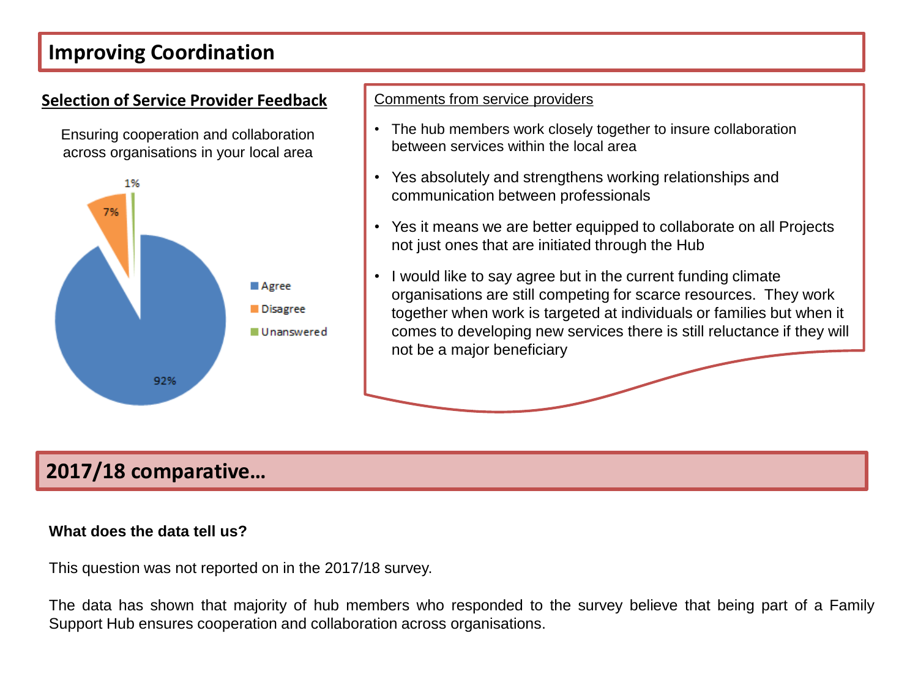# Improving Coordination

## Selection of Service Provider Feedback

Ensuring cooperation and collaboration across organisations in your local area

| Response | Percentage |
| --- | --- |
| Agree | 92% |
| Disagree | 7% |
| Unanswered | 1% |

Comments from service providers

- The hub members work closely together to insure collaboration between services within the local area
- Yes absolutely and strengthens working relationships and communication between professionals
- Yes it means we are better equipped to collaborate on all Projects not just ones that are initiated through the Hub
- I would like to say agree but in the current funding climate organisations are still competing for scarce resources. They work together when work is targeted at individuals or families but when it comes to developing new services there is still reluctance if they will not be a major beneficiary

## 2017/18 comparative…

**What does the data tell us?**

This question was not reported on in the 2017/18 survey.

The data has shown that majority of hub members who responded to the survey believe that being part of a Family Support Hub ensures cooperation and collaboration across organisations.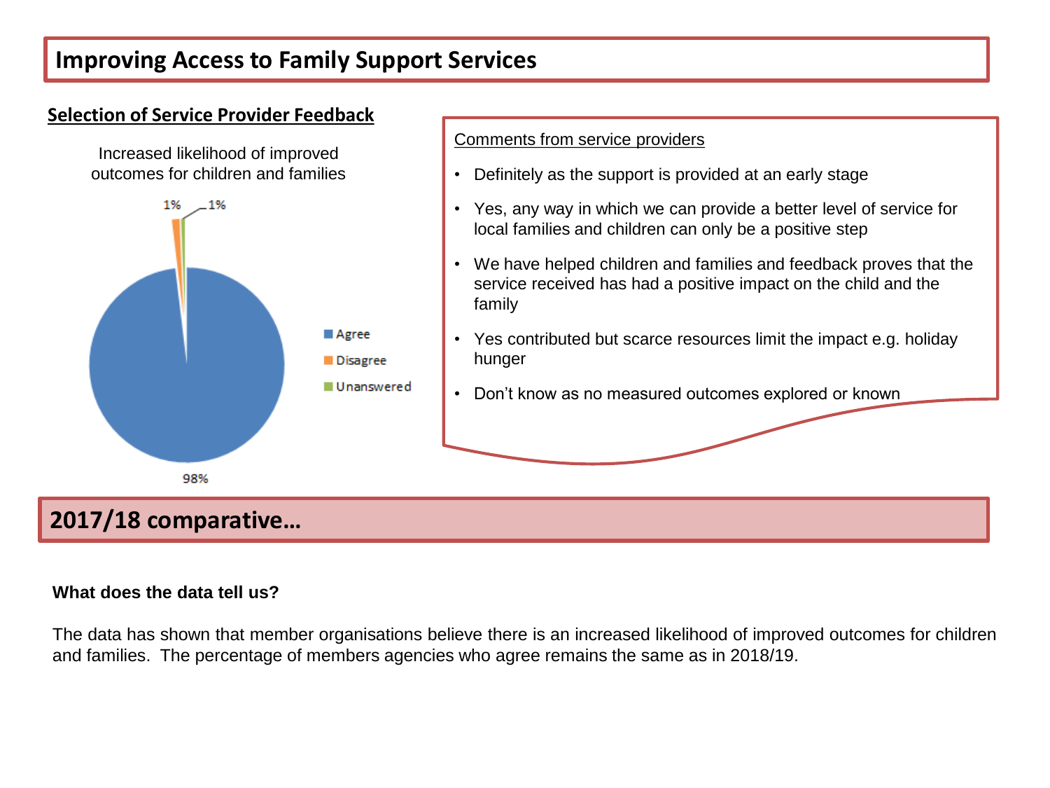# Improving Access to Family Support Services

## Selection of Service Provider Feedback

Increased likelihood of improved outcomes for children and families

| Response | Percentage |
|---|---|
| Agree | 98% |
| Disagree | 1% |
| Unanswered | 1% |

Comments from service providers

- Definitely as the support is provided at an early stage
- Yes, any way in which we can provide a better level of service for local families and children can only be a positive step
- We have helped children and families and feedback proves that the service received has had a positive impact on the child and the family
- Yes contributed but scarce resources limit the impact e.g. holiday hunger
- Don't know as no measured outcomes explored or known

## 2017/18 comparative…

**What does the data tell us?**

The data has shown that member organisations believe there is an increased likelihood of improved outcomes for children and families. The percentage of members agencies who agree remains the same as in 2018/19.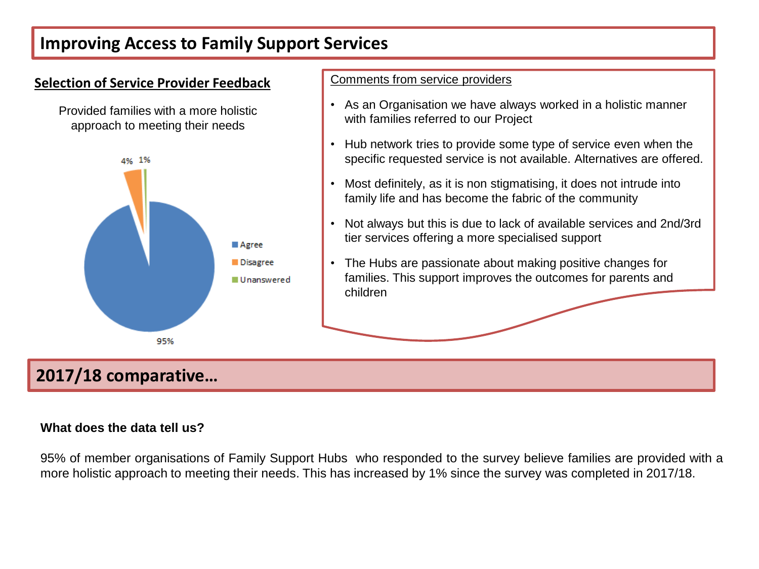# Improving Access to Family Support Services

## Selection of Service Provider Feedback

Provided families with a more holistic approach to meeting their needs

| Response | Percentage |
|---|---|
| Agree | 95% |
| Disagree | 4% |
| Unanswered | 1% |

Comments from service providers

- As an Organisation we have always worked in a holistic manner with families referred to our Project
- Hub network tries to provide some type of service even when the specific requested service is not available. Alternatives are offered.
- Most definitely, as it is non stigmatising, it does not intrude into family life and has become the fabric of the community
- Not always but this is due to lack of available services and 2nd/3rd tier services offering a more specialised support
- The Hubs are passionate about making positive changes for families. This support improves the outcomes for parents and children

## 2017/18 comparative…

**What does the data tell us?**

95% of member organisations of Family Support Hubs who responded to the survey believe families are provided with a more holistic approach to meeting their needs. This has increased by 1% since the survey was completed in 2017/18.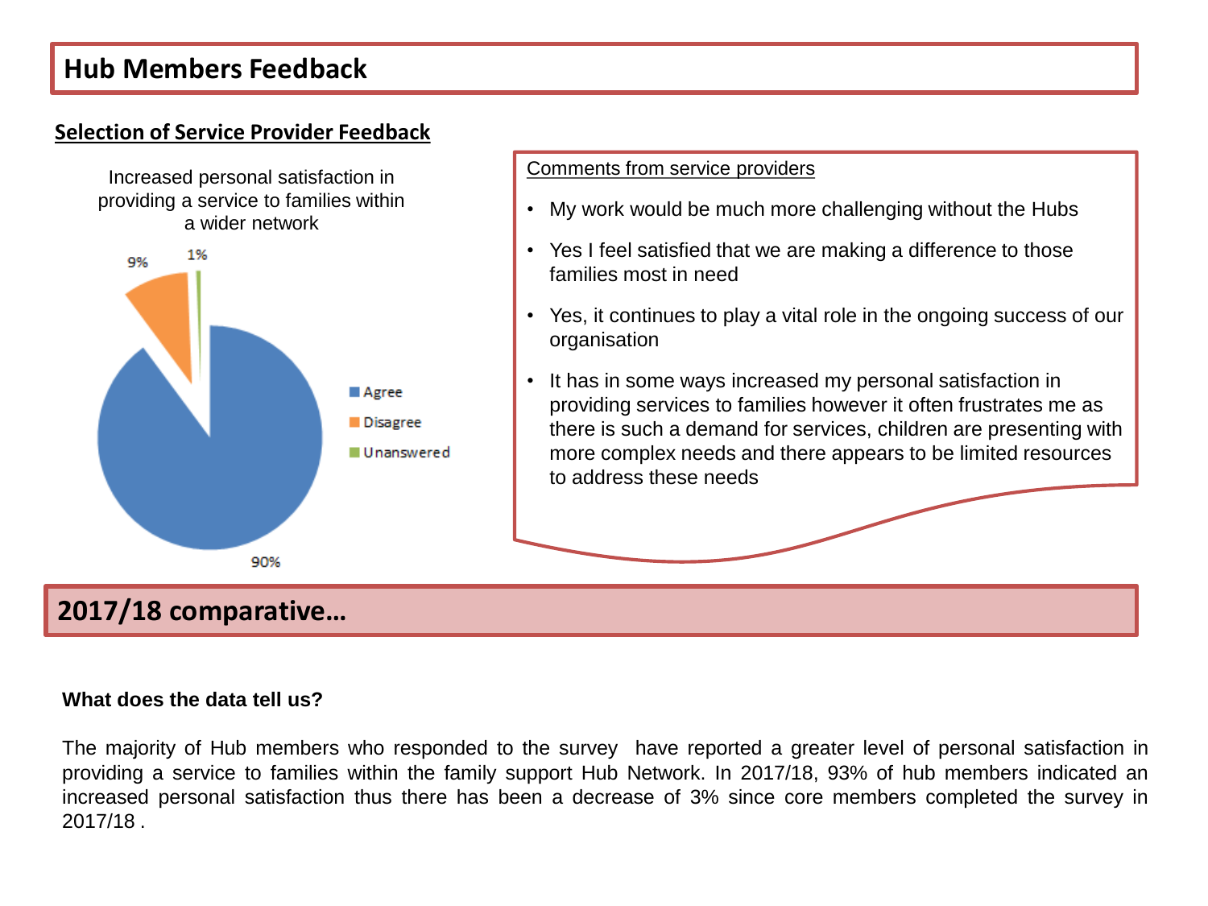# Hub Members Feedback

## Selection of Service Provider Feedback

Increased personal satisfaction in providing a service to families within a wider network

| Response | Percentage |
|---|---|
| Agree | 90% |
| Disagree | 9% |
| Unanswered | 1% |

Comments from service providers

- My work would be much more challenging without the Hubs
- Yes I feel satisfied that we are making a difference to those families most in need
- Yes, it continues to play a vital role in the ongoing success of our organisation
- It has in some ways increased my personal satisfaction in providing services to families however it often frustrates me as there is such a demand for services, children are presenting with more complex needs and there appears to be limited resources to address these needs

## 2017/18 comparative…

**What does the data tell us?**

The majority of Hub members who responded to the survey have reported a greater level of personal satisfaction in providing a service to families within the family support Hub Network. In 2017/18, 93% of hub members indicated an increased personal satisfaction thus there has been a decrease of 3% since core members completed the survey in 2017/18 .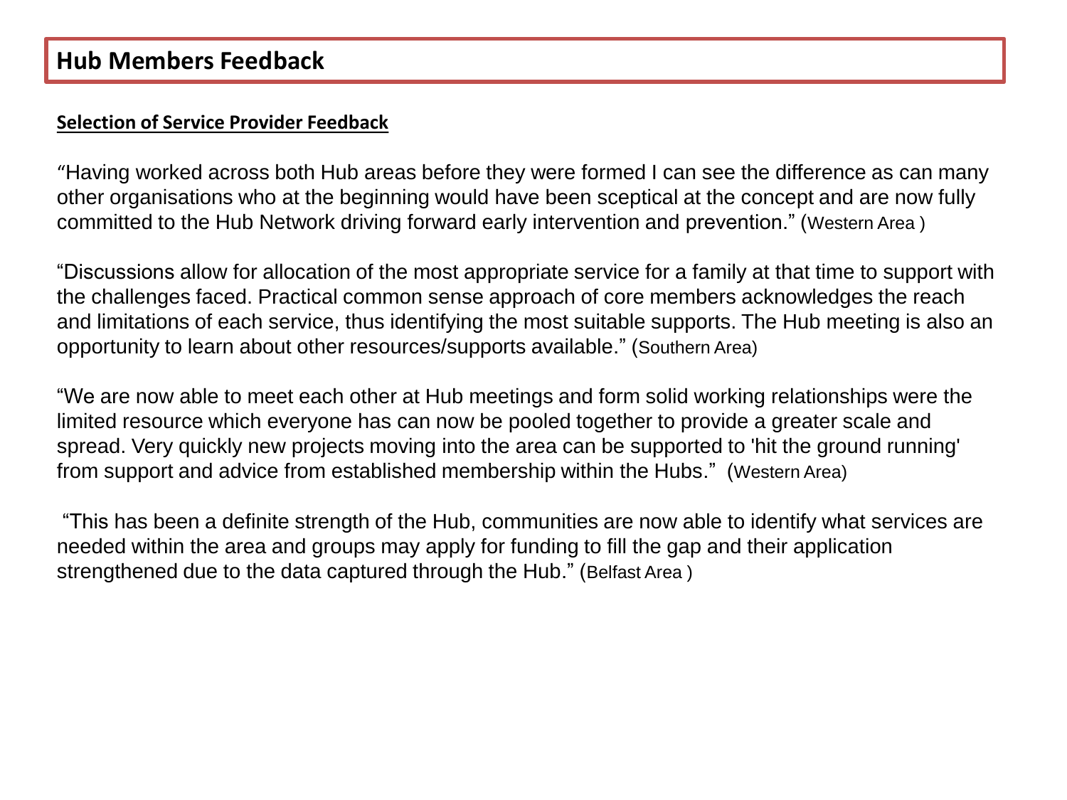# Hub Members Feedback

**Selection of Service Provider Feedback**

"Having worked across both Hub areas before they were formed I can see the difference as can many other organisations who at the beginning would have been sceptical at the concept and are now fully committed to the Hub Network driving forward early intervention and prevention." (Western Area )

"Discussions allow for allocation of the most appropriate service for a family at that time to support with the challenges faced. Practical common sense approach of core members acknowledges the reach and limitations of each service, thus identifying the most suitable supports. The Hub meeting is also an opportunity to learn about other resources/supports available." (Southern Area)

"We are now able to meet each other at Hub meetings and form solid working relationships were the limited resource which everyone has can now be pooled together to provide a greater scale and spread. Very quickly new projects moving into the area can be supported to 'hit the ground running' from support and advice from established membership within the Hubs." (Western Area)

"This has been a definite strength of the Hub, communities are now able to identify what services are needed within the area and groups may apply for funding to fill the gap and their application strengthened due to the data captured through the Hub." (Belfast Area )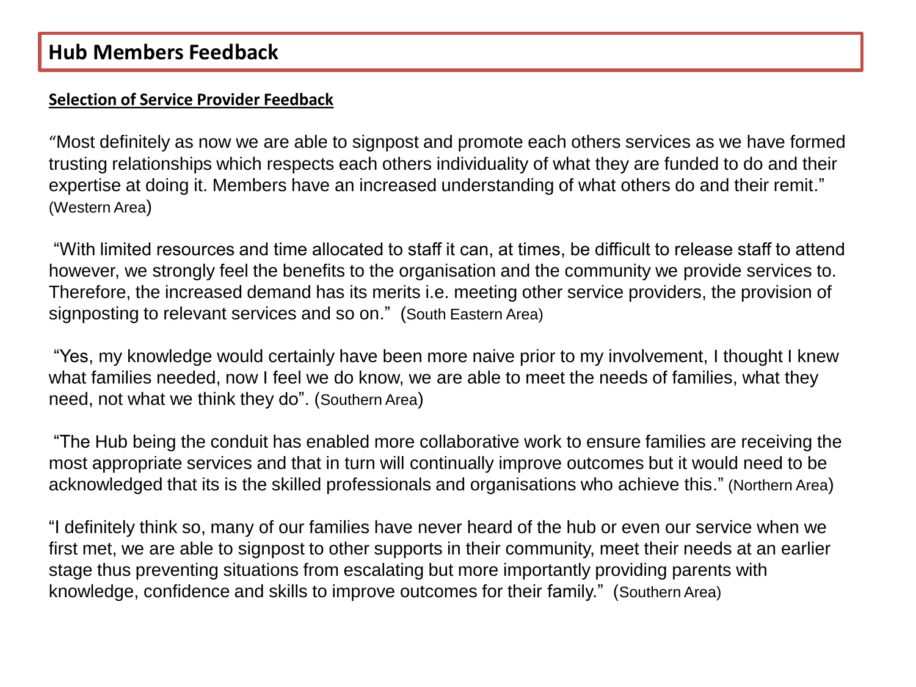# Hub Members Feedback

**Selection of Service Provider Feedback**

"Most definitely as now we are able to signpost and promote each others services as we have formed trusting relationships which respects each others individuality of what they are funded to do and their expertise at doing it. Members have an increased understanding of what others do and their remit." (Western Area)

"With limited resources and time allocated to staff it can, at times, be difficult to release staff to attend however, we strongly feel the benefits to the organisation and the community we provide services to. Therefore, the increased demand has its merits i.e. meeting other service providers, the provision of signposting to relevant services and so on." (South Eastern Area)

"Yes, my knowledge would certainly have been more naive prior to my involvement, I thought I knew what families needed, now I feel we do know, we are able to meet the needs of families, what they need, not what we think they do". (Southern Area)

"The Hub being the conduit has enabled more collaborative work to ensure families are receiving the most appropriate services and that in turn will continually improve outcomes but it would need to be acknowledged that its is the skilled professionals and organisations who achieve this." (Northern Area)

"I definitely think so, many of our families have never heard of the hub or even our service when we first met, we are able to signpost to other supports in their community, meet their needs at an earlier stage thus preventing situations from escalating but more importantly providing parents with knowledge, confidence and skills to improve outcomes for their family." (Southern Area)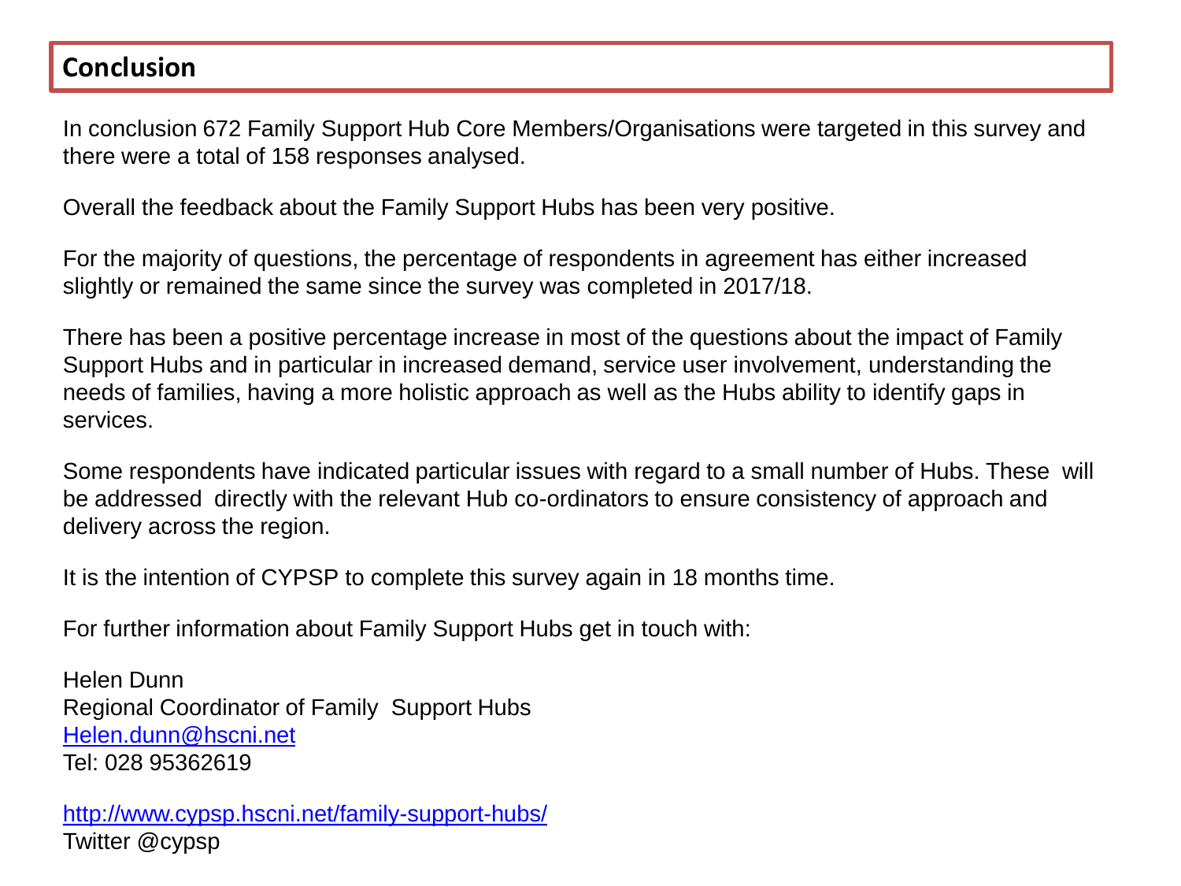## Conclusion

In conclusion 672 Family Support Hub Core Members/Organisations were targeted in this survey and there were a total of 158 responses analysed.

Overall the feedback about the Family Support Hubs has been very positive.

For the majority of questions, the percentage of respondents in agreement has either increased slightly or remained the same since the survey was completed in 2017/18.

There has been a positive percentage increase in most of the questions about the impact of Family Support Hubs and in particular in increased demand, service user involvement, understanding the needs of families, having a more holistic approach as well as the Hubs ability to identify gaps in services.

Some respondents have indicated particular issues with regard to a small number of Hubs. These will be addressed directly with the relevant Hub co-ordinators to ensure consistency of approach and delivery across the region.

It is the intention of CYPSP to complete this survey again in 18 months time.

For further information about Family Support Hubs get in touch with:

Helen Dunn
Regional Coordinator of Family Support Hubs
Helen.dunn@hscni.net
Tel: 028 95362619

http://www.cypsp.hscni.net/family-support-hubs/
Twitter @cypsp